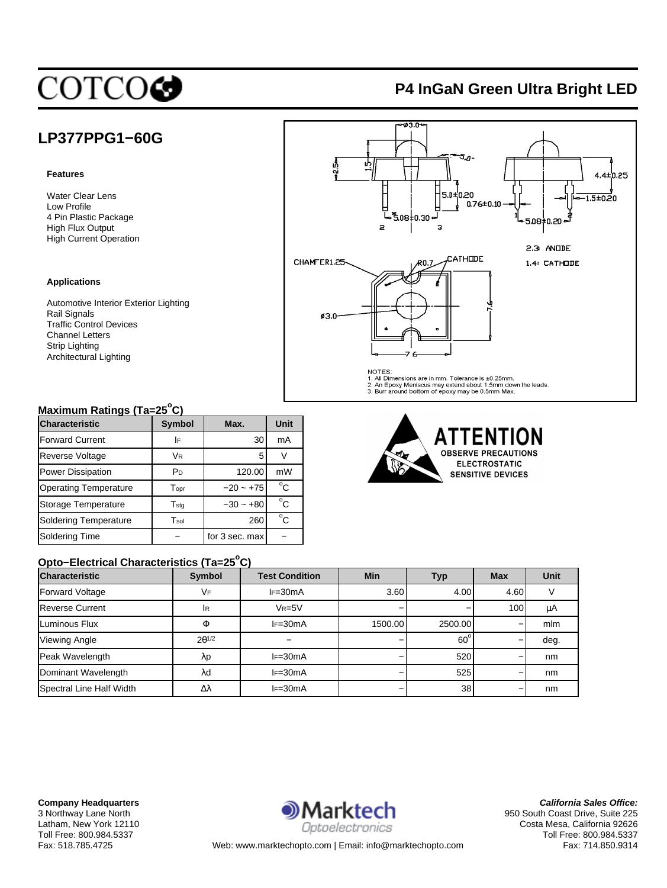COTCO

# P4 InGaN Green Ultra Bright LED

## LP377PPG1−60G

### Features

Water Clear Lens
Low Profile
4 Pin Plastic Package
High Flux Output
High Current Operation

### Applications

Automotive Interior Exterior Lighting
Rail Signals
Traffic Control Devices
Channel Letters
Strip Lighting
Architectural Lighting

NOTES:
1. All Dimensions are in mm. Tolerance is ±0.25mm.
2. An Epoxy Meniscus may extend about 1.5mm down the leads.
3. Burr around bottom of epoxy may be 0.5mm Max.

2.3 ANODE
1.4 CATHODE

ATTENTION
OBSERVE PRECAUTIONS
ELECTROSTATIC
SENSITIVE DEVICES

### Maximum Ratings (Ta=25°C)

| Characteristic | Symbol | Max. | Unit |
|---|---|---|---|
| Forward Current | $I_F$ | 30 | mA |
| Reverse Voltage | $V_R$ | 5 | V |
| Power Dissipation | $P_D$ | 120.00 | mW |
| Operating Temperature | $T_{opr}$ | −20 ~ +75 | °C |
| Storage Temperature | $T_{stg}$ | −30 ~ +80 | °C |
| Soldering Temperature | $T_{sol}$ | 260 | °C |
| Soldering Time | − | for 3 sec. max | − |

### Opto−Electrical Characteristics (Ta=25°C)

| Characteristic | Symbol | Test Condition | Min | Typ | Max | Unit |
|---|---|---|---|---|---|---|
| Forward Voltage | $V_F$ | $I_F$=30mA | 3.60 | 4.00 | 4.60 | V |
| Reverse Current | $I_R$ | $V_R$=5V | − | − | 100 | μA |
| Luminous Flux | Φ | $I_F$=30mA | 1500.00 | 2500.00 | − | mlm |
| Viewing Angle | $2\theta^{1/2}$ | − | − | 60° | − | deg. |
| Peak Wavelength | λp | $I_F$=30mA | − | 520 | − | nm |
| Dominant Wavelength | λd | $I_F$=30mA | − | 525 | − | nm |
| Spectral Line Half Width | Δλ | $I_F$=30mA | − | 38 | − | nm |

**Company Headquarters**
3 Northway Lane North
Latham, New York 12110
Toll Free: 800.984.5337
Fax: 518.785.4725

Marktech Optoelectronics
Web: www.marktechopto.com | Email: info@marktechopto.com

***California Sales Office:***
950 South Coast Drive, Suite 225
Costa Mesa, California 92626
Toll Free: 800.984.5337
Fax: 714.850.9314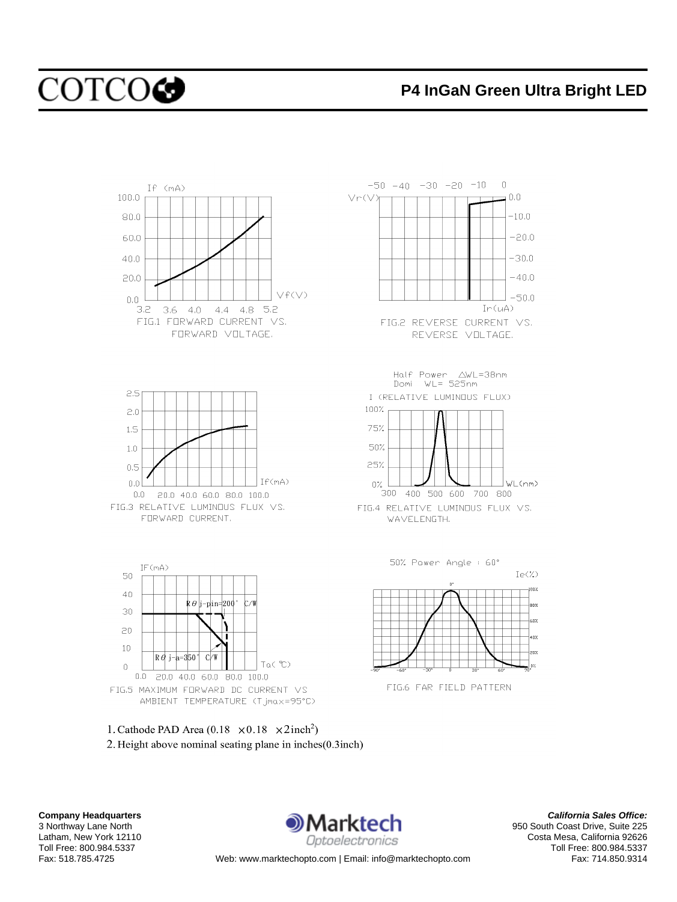# P4 InGaN Green Ultra Bright LED

If (mA)
100.0
80.0
60.0
40.0
20.0
0.0
3.2 3.6 4.0 4.4 4.8 5.2
Vf(V)

FIG.1 FORWARD CURRENT VS. FORWARD VOLTAGE.

-50 -40 -30 -20 -10 0
Vr(V)
0.0
-10.0
-20.0
-30.0
-40.0
-50.0
Ir(uA)

FIG.2 REVERSE CURRENT VS. REVERSE VOLTAGE.

2.5
2.0
1.5
1.0
0.5
0.0
0.0 20.0 40.0 60.0 80.0 100.0
If(mA)

FIG.3 RELATIVE LUMINOUS FLUX VS. FORWARD CURRENT.

Half Power △WL=38nm
Domi WL= 525nm
I (RELATIVE LUMINOUS FLUX)
100%
75%
50%
25%
0%
300 400 500 600 700 800
WL(nm)

FIG.4 RELATIVE LUMINOUS FLUX VS. WAVELENGTH.

IF(mA)
50
40
30
20
10
0
0.0 20.0 40.0 60.0 80.0 100.0
Ta(℃)
Rθ j-pin=200° C/W
Rθ j-a=350° C/W

FIG.5 MAXIMUM FORWARD DC CURRENT VS AMBIENT TEMPERATURE (Tjmax=95°C)

50% Power Angle : 60°
Ie(%)
100%
80%
60%
40%
20%
0%
-90° -60° -30° 0 30° 60° 90°

FIG.6 FAR FIELD PATTERN

1. Cathode PAD Area ($0.18 \times 0.18 \times 2\text{inch}^2$)
2. Height above nominal seating plane in inches(0.3inch)

**Company Headquarters**
3 Northway Lane North
Latham, New York 12110
Toll Free: 800.984.5337
Fax: 518.785.4725

Marktech Optoelectronics
Web: www.marktechopto.com | Email: info@marktechopto.com

***California Sales Office:***
950 South Coast Drive, Suite 225
Costa Mesa, California 92626
Toll Free: 800.984.5337
Fax: 714.850.9314